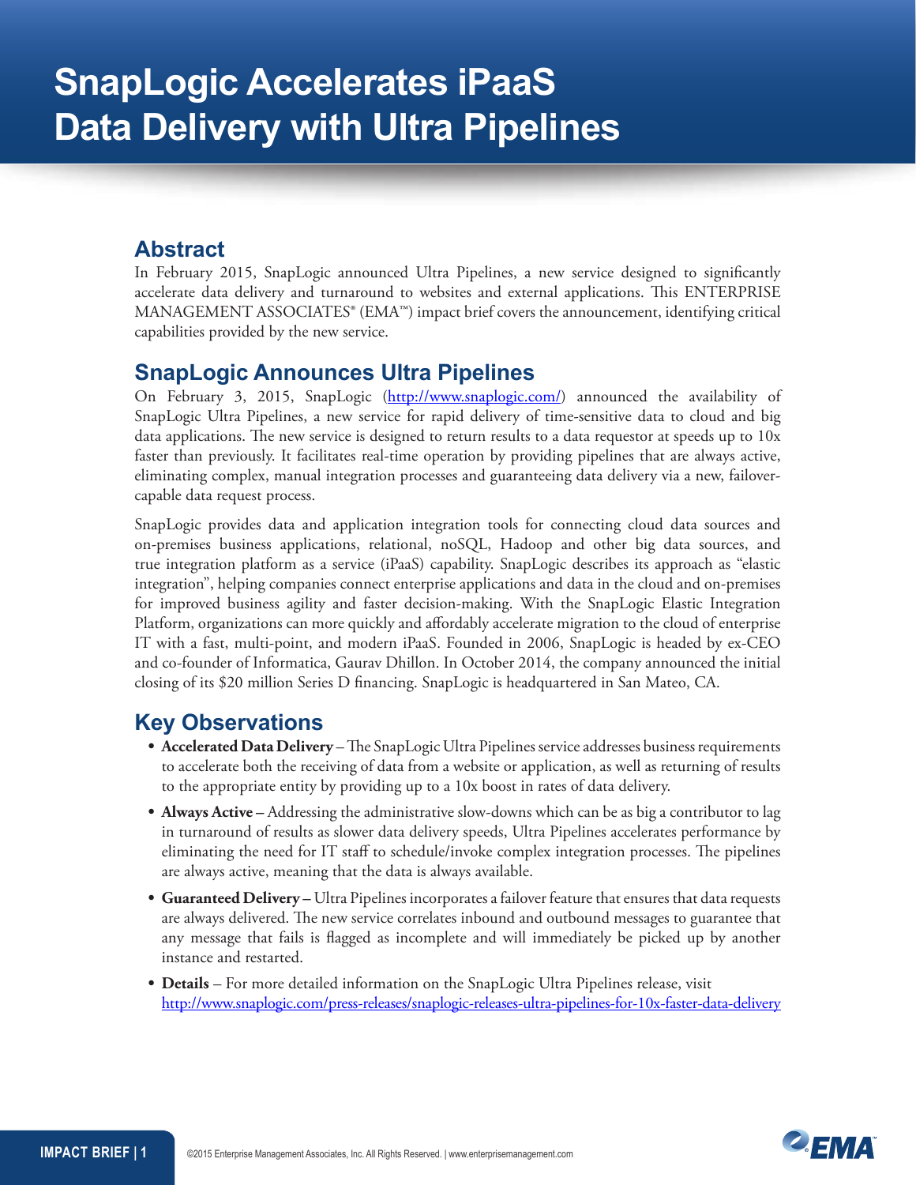# SnapLogic Accelerates iPaaS Data Delivery with Ultra Pipelines

## Abstract

In February 2015, SnapLogic announced Ultra Pipelines, a new service designed to significantly accelerate data delivery and turnaround to websites and external applications. This ENTERPRISE MANAGEMENT ASSOCIATES® (EMA™) impact brief covers the announcement, identifying critical capabilities provided by the new service.

## SnapLogic Announces Ultra Pipelines

On February 3, 2015, SnapLogic (http://www.snaplogic.com/) announced the availability of SnapLogic Ultra Pipelines, a new service for rapid delivery of time-sensitive data to cloud and big data applications. The new service is designed to return results to a data requestor at speeds up to 10x faster than previously. It facilitates real-time operation by providing pipelines that are always active, eliminating complex, manual integration processes and guaranteeing data delivery via a new, failover-capable data request process.

SnapLogic provides data and application integration tools for connecting cloud data sources and on-premises business applications, relational, noSQL, Hadoop and other big data sources, and true integration platform as a service (iPaaS) capability. SnapLogic describes its approach as "elastic integration", helping companies connect enterprise applications and data in the cloud and on-premises for improved business agility and faster decision-making. With the SnapLogic Elastic Integration Platform, organizations can more quickly and affordably accelerate migration to the cloud of enterprise IT with a fast, multi-point, and modern iPaaS. Founded in 2006, SnapLogic is headed by ex-CEO and co-founder of Informatica, Gaurav Dhillon. In October 2014, the company announced the initial closing of its $20 million Series D financing. SnapLogic is headquartered in San Mateo, CA.

## Key Observations

- **Accelerated Data Delivery** – The SnapLogic Ultra Pipelines service addresses business requirements to accelerate both the receiving of data from a website or application, as well as returning of results to the appropriate entity by providing up to a 10x boost in rates of data delivery.
- **Always Active –** Addressing the administrative slow-downs which can be as big a contributor to lag in turnaround of results as slower data delivery speeds, Ultra Pipelines accelerates performance by eliminating the need for IT staff to schedule/invoke complex integration processes. The pipelines are always active, meaning that the data is always available.
- **Guaranteed Delivery –** Ultra Pipelines incorporates a failover feature that ensures that data requests are always delivered. The new service correlates inbound and outbound messages to guarantee that any message that fails is flagged as incomplete and will immediately be picked up by another instance and restarted.
- **Details** – For more detailed information on the SnapLogic Ultra Pipelines release, visit http://www.snaplogic.com/press-releases/snaplogic-releases-ultra-pipelines-for-10x-faster-data-delivery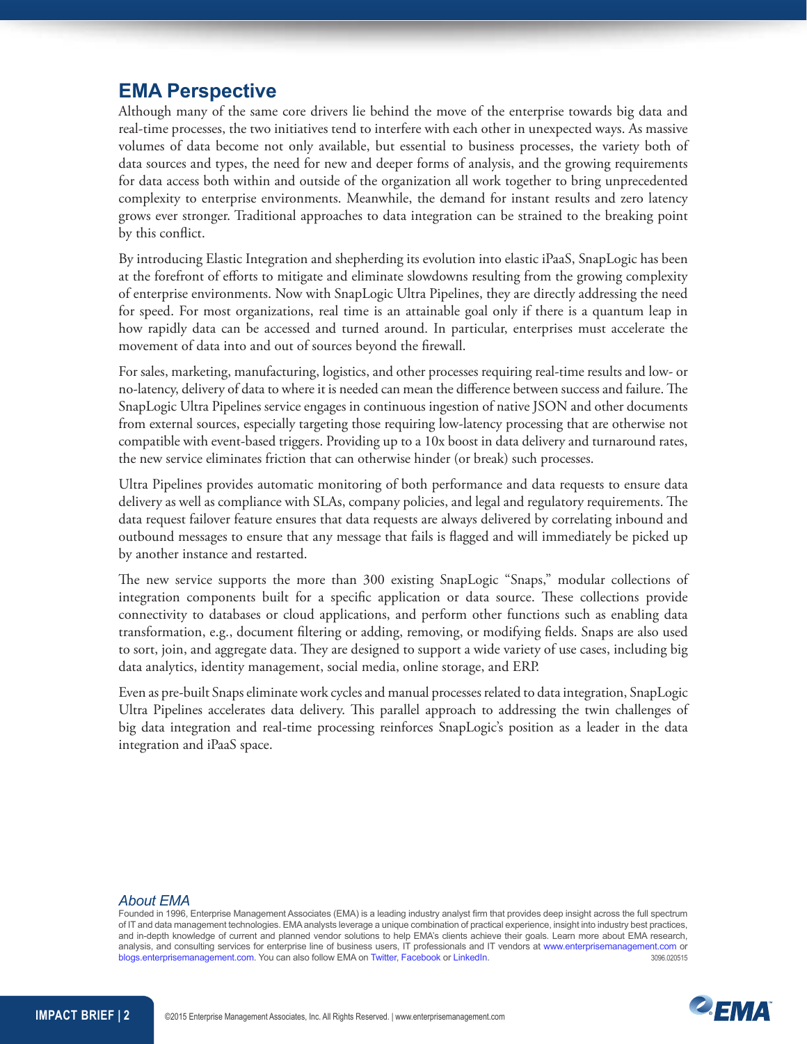## EMA Perspective

Although many of the same core drivers lie behind the move of the enterprise towards big data and real-time processes, the two initiatives tend to interfere with each other in unexpected ways. As massive volumes of data become not only available, but essential to business processes, the variety both of data sources and types, the need for new and deeper forms of analysis, and the growing requirements for data access both within and outside of the organization all work together to bring unprecedented complexity to enterprise environments. Meanwhile, the demand for instant results and zero latency grows ever stronger. Traditional approaches to data integration can be strained to the breaking point by this conflict.

By introducing Elastic Integration and shepherding its evolution into elastic iPaaS, SnapLogic has been at the forefront of efforts to mitigate and eliminate slowdowns resulting from the growing complexity of enterprise environments. Now with SnapLogic Ultra Pipelines, they are directly addressing the need for speed. For most organizations, real time is an attainable goal only if there is a quantum leap in how rapidly data can be accessed and turned around. In particular, enterprises must accelerate the movement of data into and out of sources beyond the firewall.

For sales, marketing, manufacturing, logistics, and other processes requiring real-time results and low- or no-latency, delivery of data to where it is needed can mean the difference between success and failure. The SnapLogic Ultra Pipelines service engages in continuous ingestion of native JSON and other documents from external sources, especially targeting those requiring low-latency processing that are otherwise not compatible with event-based triggers. Providing up to a 10x boost in data delivery and turnaround rates, the new service eliminates friction that can otherwise hinder (or break) such processes.

Ultra Pipelines provides automatic monitoring of both performance and data requests to ensure data delivery as well as compliance with SLAs, company policies, and legal and regulatory requirements. The data request failover feature ensures that data requests are always delivered by correlating inbound and outbound messages to ensure that any message that fails is flagged and will immediately be picked up by another instance and restarted.

The new service supports the more than 300 existing SnapLogic "Snaps," modular collections of integration components built for a specific application or data source. These collections provide connectivity to databases or cloud applications, and perform other functions such as enabling data transformation, e.g., document filtering or adding, removing, or modifying fields. Snaps are also used to sort, join, and aggregate data. They are designed to support a wide variety of use cases, including big data analytics, identity management, social media, online storage, and ERP.

Even as pre-built Snaps eliminate work cycles and manual processes related to data integration, SnapLogic Ultra Pipelines accelerates data delivery. This parallel approach to addressing the twin challenges of big data integration and real-time processing reinforces SnapLogic's position as a leader in the data integration and iPaaS space.

### *About EMA*

Founded in 1996, Enterprise Management Associates (EMA) is a leading industry analyst firm that provides deep insight across the full spectrum of IT and data management technologies. EMA analysts leverage a unique combination of practical experience, insight into industry best practices, and in-depth knowledge of current and planned vendor solutions to help EMA's clients achieve their goals. Learn more about EMA research, analysis, and consulting services for enterprise line of business users, IT professionals and IT vendors at www.enterprisemanagement.com or blogs.enterprisemanagement.com. You can also follow EMA on Twitter, Facebook or LinkedIn.

3096.020515

©2015 Enterprise Management Associates, Inc. All Rights Reserved. | www.enterprisemanagement.com